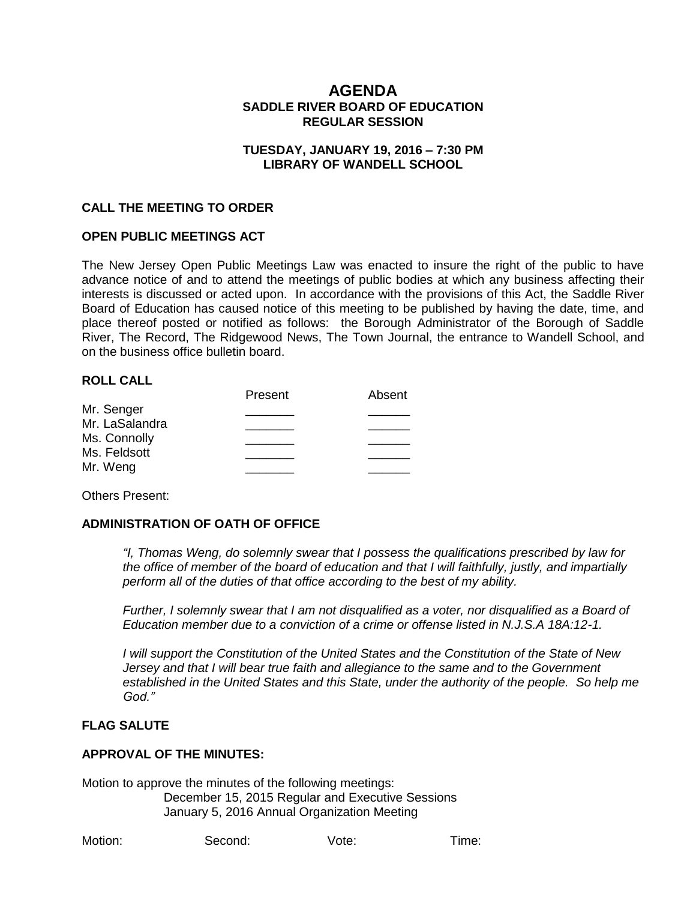# AGENDA
## SADDLE RIVER BOARD OF EDUCATION
## REGULAR SESSION

**TUESDAY, JANUARY 19, 2016 – 7:30 PM**
**LIBRARY OF WANDELL SCHOOL**

### CALL THE MEETING TO ORDER

### OPEN PUBLIC MEETINGS ACT

The New Jersey Open Public Meetings Law was enacted to insure the right of the public to have advance notice of and to attend the meetings of public bodies at which any business affecting their interests is discussed or acted upon. In accordance with the provisions of this Act, the Saddle River Board of Education has caused notice of this meeting to be published by having the date, time, and place thereof posted or notified as follows: the Borough Administrator of the Borough of Saddle River, The Record, The Ridgewood News, The Town Journal, the entrance to Wandell School, and on the business office bulletin board.

### ROLL CALL

| | Present | Absent |
|---|---|---|
| Mr. Senger | _______ | ______ |
| Mr. LaSalandra | _______ | ______ |
| Ms. Connolly | _______ | ______ |
| Ms. Feldsott | _______ | ______ |
| Mr. Weng | _______ | ______ |

Others Present:

### ADMINISTRATION OF OATH OF OFFICE

*"I, Thomas Weng, do solemnly swear that I possess the qualifications prescribed by law for the office of member of the board of education and that I will faithfully, justly, and impartially perform all of the duties of that office according to the best of my ability.*

*Further, I solemnly swear that I am not disqualified as a voter, nor disqualified as a Board of Education member due to a conviction of a crime or offense listed in N.J.S.A 18A:12-1.*

*I will support the Constitution of the United States and the Constitution of the State of New Jersey and that I will bear true faith and allegiance to the same and to the Government established in the United States and this State, under the authority of the people. So help me God."*

### FLAG SALUTE

### APPROVAL OF THE MINUTES:

Motion to approve the minutes of the following meetings:
December 15, 2015 Regular and Executive Sessions
January 5, 2016 Annual Organization Meeting

Motion: Second: Vote: Time: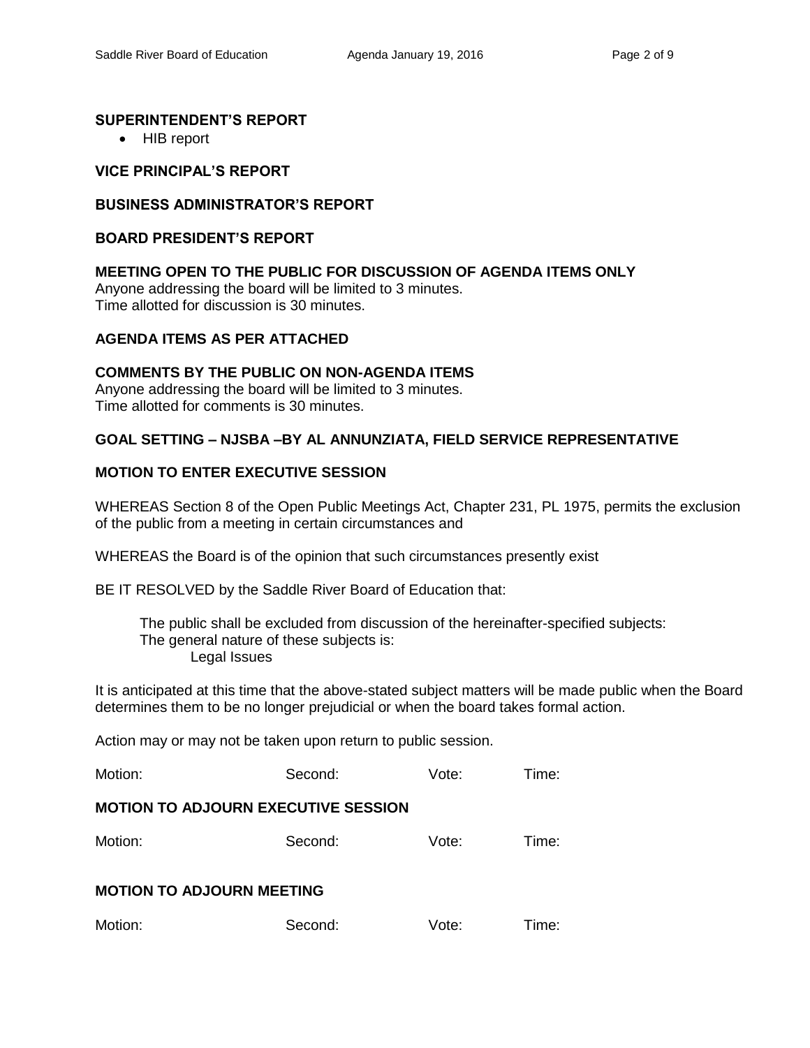**SUPERINTENDENT'S REPORT**

- HIB report

**VICE PRINCIPAL'S REPORT**

**BUSINESS ADMINISTRATOR'S REPORT**

**BOARD PRESIDENT'S REPORT**

**MEETING OPEN TO THE PUBLIC FOR DISCUSSION OF AGENDA ITEMS ONLY**

Anyone addressing the board will be limited to 3 minutes.
Time allotted for discussion is 30 minutes.

**AGENDA ITEMS AS PER ATTACHED**

**COMMENTS BY THE PUBLIC ON NON-AGENDA ITEMS**

Anyone addressing the board will be limited to 3 minutes.
Time allotted for comments is 30 minutes.

**GOAL SETTING – NJSBA –BY AL ANNUNZIATA, FIELD SERVICE REPRESENTATIVE**

**MOTION TO ENTER EXECUTIVE SESSION**

WHEREAS Section 8 of the Open Public Meetings Act, Chapter 231, PL 1975, permits the exclusion of the public from a meeting in certain circumstances and

WHEREAS the Board is of the opinion that such circumstances presently exist

BE IT RESOLVED by the Saddle River Board of Education that:

The public shall be excluded from discussion of the hereinafter-specified subjects:
The general nature of these subjects is:
Legal Issues

It is anticipated at this time that the above-stated subject matters will be made public when the Board determines them to be no longer prejudicial or when the board takes formal action.

Action may or may not be taken upon return to public session.

Motion: Second: Vote: Time:

**MOTION TO ADJOURN EXECUTIVE SESSION**

Motion: Second: Vote: Time:

**MOTION TO ADJOURN MEETING**

Motion: Second: Vote: Time: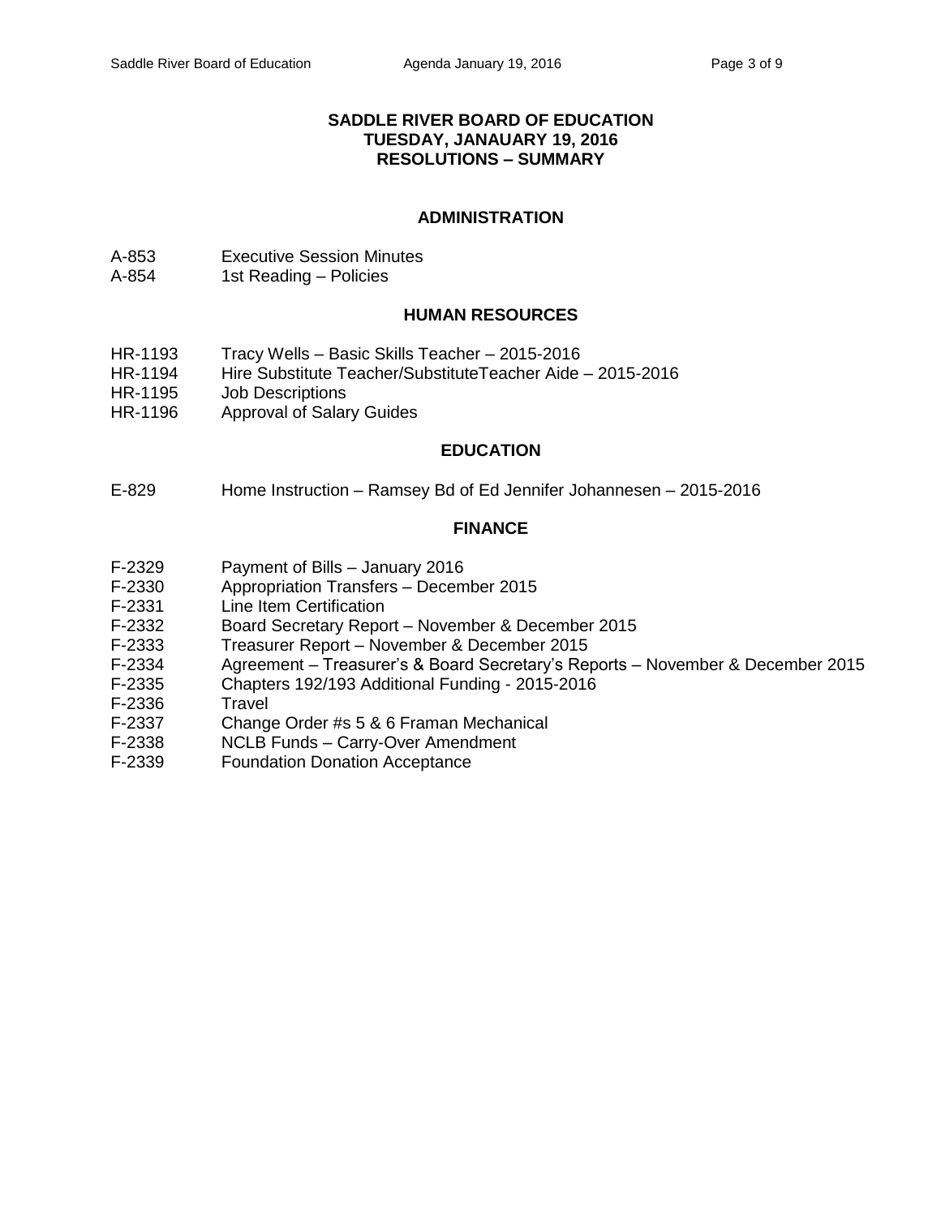# SADDLE RIVER BOARD OF EDUCATION
# TUESDAY, JANAUARY 19, 2016
# RESOLUTIONS – SUMMARY

## ADMINISTRATION

A-853 Executive Session Minutes
A-854 1st Reading – Policies

## HUMAN RESOURCES

HR-1193 Tracy Wells – Basic Skills Teacher – 2015-2016
HR-1194 Hire Substitute Teacher/SubstituteTeacher Aide – 2015-2016
HR-1195 Job Descriptions
HR-1196 Approval of Salary Guides

## EDUCATION

E-829 Home Instruction – Ramsey Bd of Ed Jennifer Johannesen – 2015-2016

## FINANCE

F-2329 Payment of Bills – January 2016
F-2330 Appropriation Transfers – December 2015
F-2331 Line Item Certification
F-2332 Board Secretary Report – November & December 2015
F-2333 Treasurer Report – November & December 2015
F-2334 Agreement – Treasurer's & Board Secretary's Reports – November & December 2015
F-2335 Chapters 192/193 Additional Funding - 2015-2016
F-2336 Travel
F-2337 Change Order #s 5 & 6 Framan Mechanical
F-2338 NCLB Funds – Carry-Over Amendment
F-2339 Foundation Donation Acceptance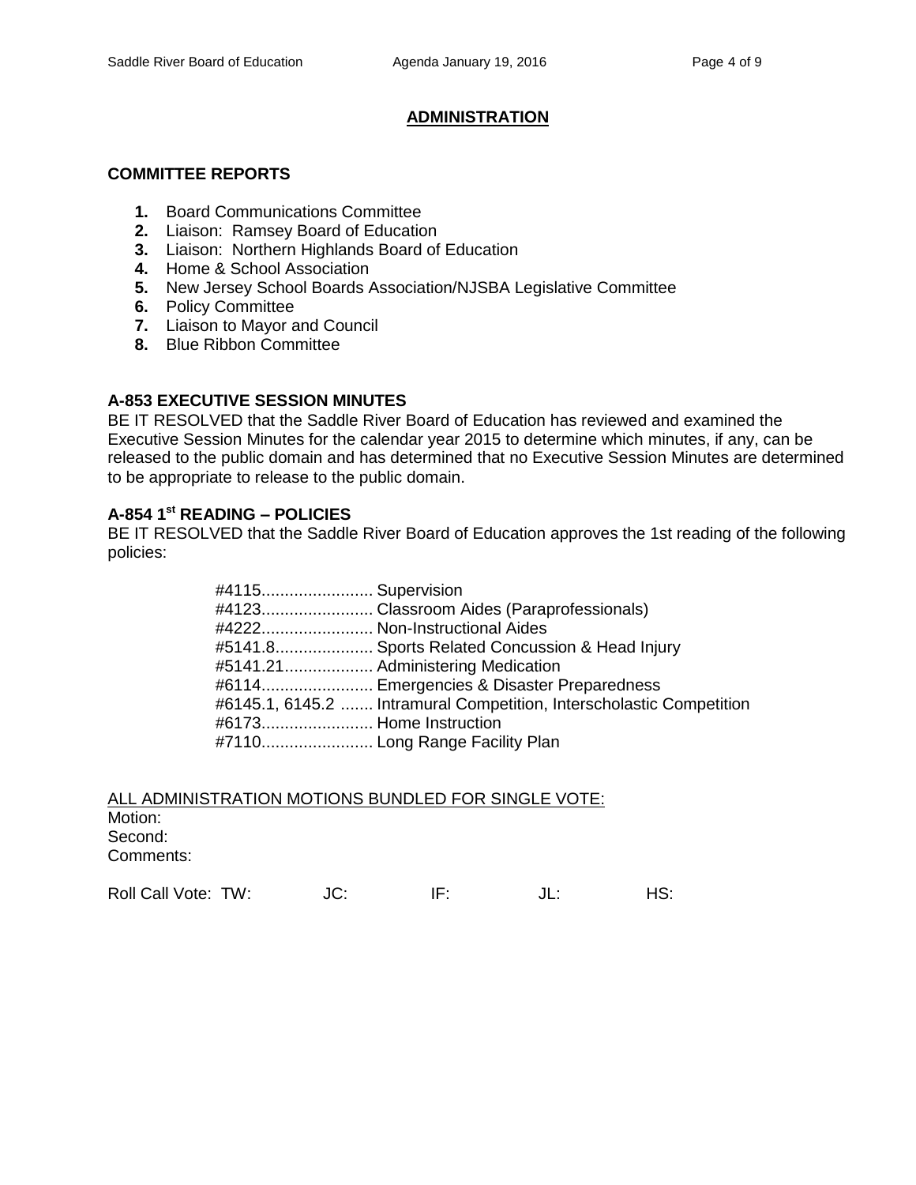## ADMINISTRATION

### COMMITTEE REPORTS

1. Board Communications Committee
2. Liaison: Ramsey Board of Education
3. Liaison: Northern Highlands Board of Education
4. Home & School Association
5. New Jersey School Boards Association/NJSBA Legislative Committee
6. Policy Committee
7. Liaison to Mayor and Council
8. Blue Ribbon Committee

**A-853 EXECUTIVE SESSION MINUTES**

BE IT RESOLVED that the Saddle River Board of Education has reviewed and examined the Executive Session Minutes for the calendar year 2015 to determine which minutes, if any, can be released to the public domain and has determined that no Executive Session Minutes are determined to be appropriate to release to the public domain.

**A-854 1st READING – POLICIES**

BE IT RESOLVED that the Saddle River Board of Education approves the 1st reading of the following policies:

#4115........................ Supervision
#4123........................ Classroom Aides (Paraprofessionals)
#4222........................ Non-Instructional Aides
#5141.8..................... Sports Related Concussion & Head Injury
#5141.21................... Administering Medication
#6114........................ Emergencies & Disaster Preparedness
#6145.1, 6145.2 ....... Intramural Competition, Interscholastic Competition
#6173........................ Home Instruction
#7110........................ Long Range Facility Plan

ALL ADMINISTRATION MOTIONS BUNDLED FOR SINGLE VOTE:
Motion:
Second:
Comments:

Roll Call Vote: TW: JC: IF: JL: HS: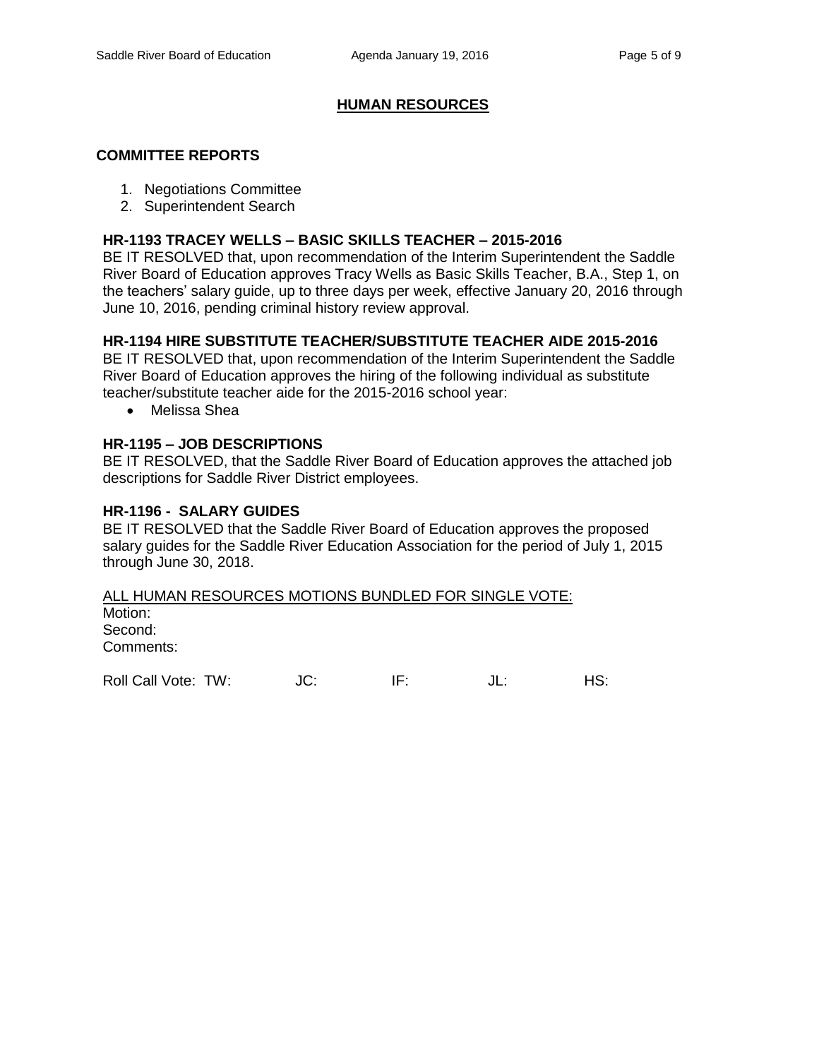## HUMAN RESOURCES

### COMMITTEE REPORTS

1. Negotiations Committee
2. Superintendent Search

### HR-1193 TRACEY WELLS – BASIC SKILLS TEACHER – 2015-2016

BE IT RESOLVED that, upon recommendation of the Interim Superintendent the Saddle River Board of Education approves Tracy Wells as Basic Skills Teacher, B.A., Step 1, on the teachers' salary guide, up to three days per week, effective January 20, 2016 through June 10, 2016, pending criminal history review approval.

### HR-1194 HIRE SUBSTITUTE TEACHER/SUBSTITUTE TEACHER AIDE 2015-2016

BE IT RESOLVED that, upon recommendation of the Interim Superintendent the Saddle River Board of Education approves the hiring of the following individual as substitute teacher/substitute teacher aide for the 2015-2016 school year:

- Melissa Shea

### HR-1195 – JOB DESCRIPTIONS

BE IT RESOLVED, that the Saddle River Board of Education approves the attached job descriptions for Saddle River District employees.

### HR-1196 - SALARY GUIDES

BE IT RESOLVED that the Saddle River Board of Education approves the proposed salary guides for the Saddle River Education Association for the period of July 1, 2015 through June 30, 2018.

ALL HUMAN RESOURCES MOTIONS BUNDLED FOR SINGLE VOTE:

Motion:
Second:
Comments:

Roll Call Vote: TW: JC: IF: JL: HS: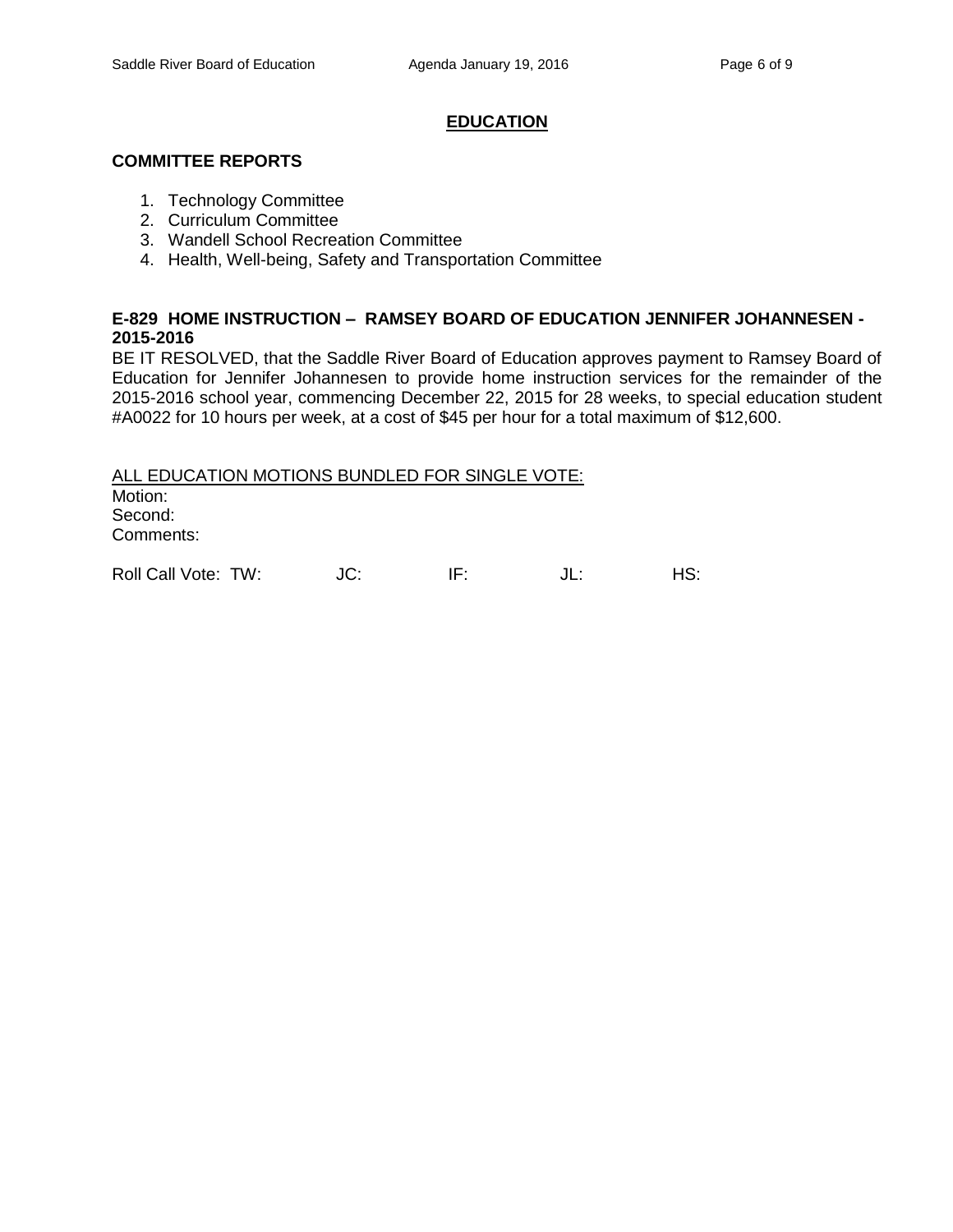## EDUCATION

### COMMITTEE REPORTS

1. Technology Committee
2. Curriculum Committee
3. Wandell School Recreation Committee
4. Health, Well-being, Safety and Transportation Committee

**E-829 HOME INSTRUCTION – RAMSEY BOARD OF EDUCATION JENNIFER JOHANNESEN - 2015-2016**

BE IT RESOLVED, that the Saddle River Board of Education approves payment to Ramsey Board of Education for Jennifer Johannesen to provide home instruction services for the remainder of the 2015-2016 school year, commencing December 22, 2015 for 28 weeks, to special education student #A0022 for 10 hours per week, at a cost of $45 per hour for a total maximum of $12,600.

ALL EDUCATION MOTIONS BUNDLED FOR SINGLE VOTE:

Motion:
Second:
Comments:

Roll Call Vote: TW: JC: IF: JL: HS: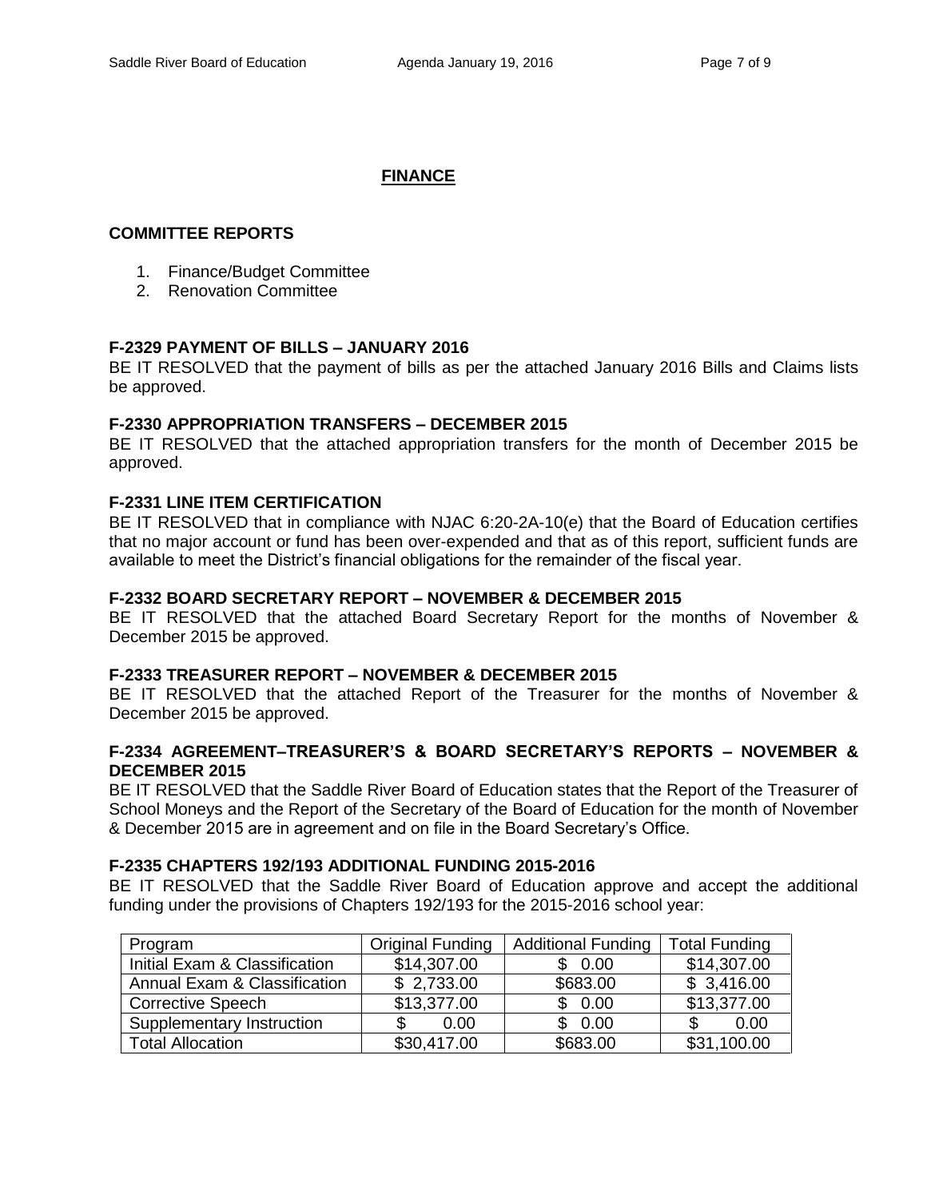## FINANCE

### COMMITTEE REPORTS

1. Finance/Budget Committee
2. Renovation Committee

**F-2329 PAYMENT OF BILLS – JANUARY 2016**

BE IT RESOLVED that the payment of bills as per the attached January 2016 Bills and Claims lists be approved.

**F-2330 APPROPRIATION TRANSFERS – DECEMBER 2015**

BE IT RESOLVED that the attached appropriation transfers for the month of December 2015 be approved.

**F-2331 LINE ITEM CERTIFICATION**

BE IT RESOLVED that in compliance with NJAC 6:20-2A-10(e) that the Board of Education certifies that no major account or fund has been over-expended and that as of this report, sufficient funds are available to meet the District's financial obligations for the remainder of the fiscal year.

**F-2332 BOARD SECRETARY REPORT – NOVEMBER & DECEMBER 2015**

BE IT RESOLVED that the attached Board Secretary Report for the months of November & December 2015 be approved.

**F-2333 TREASURER REPORT – NOVEMBER & DECEMBER 2015**

BE IT RESOLVED that the attached Report of the Treasurer for the months of November & December 2015 be approved.

**F-2334 AGREEMENT–TREASURER'S & BOARD SECRETARY'S REPORTS – NOVEMBER & DECEMBER 2015**

BE IT RESOLVED that the Saddle River Board of Education states that the Report of the Treasurer of School Moneys and the Report of the Secretary of the Board of Education for the month of November & December 2015 are in agreement and on file in the Board Secretary's Office.

**F-2335 CHAPTERS 192/193 ADDITIONAL FUNDING 2015-2016**

BE IT RESOLVED that the Saddle River Board of Education approve and accept the additional funding under the provisions of Chapters 192/193 for the 2015-2016 school year:

| Program | Original Funding | Additional Funding | Total Funding |
|---|---|---|---|
| Initial Exam & Classification | $14,307.00 | $ 0.00 | $14,307.00 |
| Annual Exam & Classification | $ 2,733.00 | $683.00 | $ 3,416.00 |
| Corrective Speech | $13,377.00 | $ 0.00 | $13,377.00 |
| Supplementary Instruction | $ 0.00 | $ 0.00 | $ 0.00 |
| Total Allocation | $30,417.00 | $683.00 | $31,100.00 |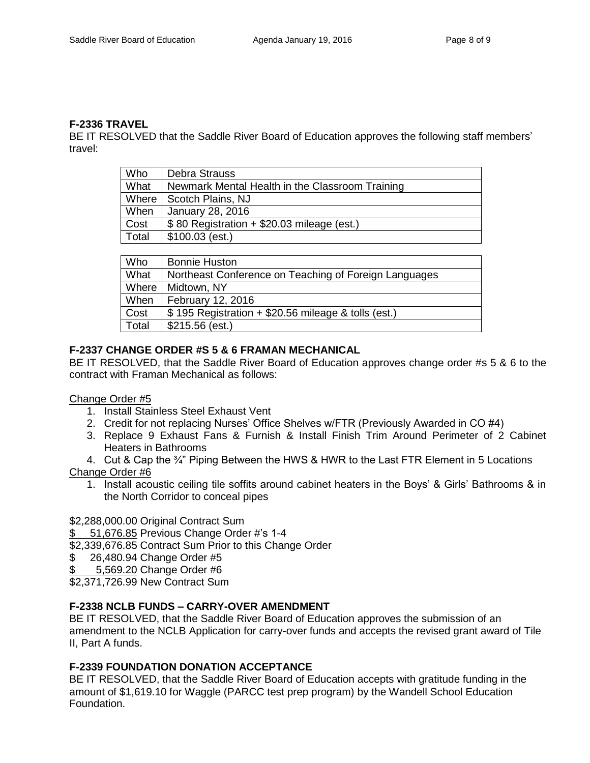**F-2336 TRAVEL**

BE IT RESOLVED that the Saddle River Board of Education approves the following staff members' travel:

| | |
|---|---|
| Who | Debra Strauss |
| What | Newmark Mental Health in the Classroom Training |
| Where | Scotch Plains, NJ |
| When | January 28, 2016 |
| Cost | $ 80 Registration + $20.03 mileage (est.) |
| Total | $100.03 (est.) |

| | |
|---|---|
| Who | Bonnie Huston |
| What | Northeast Conference on Teaching of Foreign Languages |
| Where | Midtown, NY |
| When | February 12, 2016 |
| Cost | $ 195 Registration + $20.56 mileage & tolls (est.) |
| Total | $215.56 (est.) |

**F-2337 CHANGE ORDER #S 5 & 6 FRAMAN MECHANICAL**

BE IT RESOLVED, that the Saddle River Board of Education approves change order #s 5 & 6 to the contract with Framan Mechanical as follows:

Change Order #5

1. Install Stainless Steel Exhaust Vent
2. Credit for not replacing Nurses' Office Shelves w/FTR (Previously Awarded in CO #4)
3. Replace 9 Exhaust Fans & Furnish & Install Finish Trim Around Perimeter of 2 Cabinet Heaters in Bathrooms
4. Cut & Cap the ¾" Piping Between the HWS & HWR to the Last FTR Element in 5 Locations

Change Order #6

1. Install acoustic ceiling tile soffits around cabinet heaters in the Boys' & Girls' Bathrooms & in the North Corridor to conceal pipes

$2,288,000.00 Original Contract Sum  
$ 51,676.85 Previous Change Order #'s 1-4  
$2,339,676.85 Contract Sum Prior to this Change Order  
$ 26,480.94 Change Order #5  
$ 5,569.20 Change Order #6  
$2,371,726.99 New Contract Sum

**F-2338 NCLB FUNDS – CARRY-OVER AMENDMENT**

BE IT RESOLVED, that the Saddle River Board of Education approves the submission of an amendment to the NCLB Application for carry-over funds and accepts the revised grant award of Tile II, Part A funds.

**F-2339 FOUNDATION DONATION ACCEPTANCE**

BE IT RESOLVED, that the Saddle River Board of Education accepts with gratitude funding in the amount of $1,619.10 for Waggle (PARCC test prep program) by the Wandell School Education Foundation.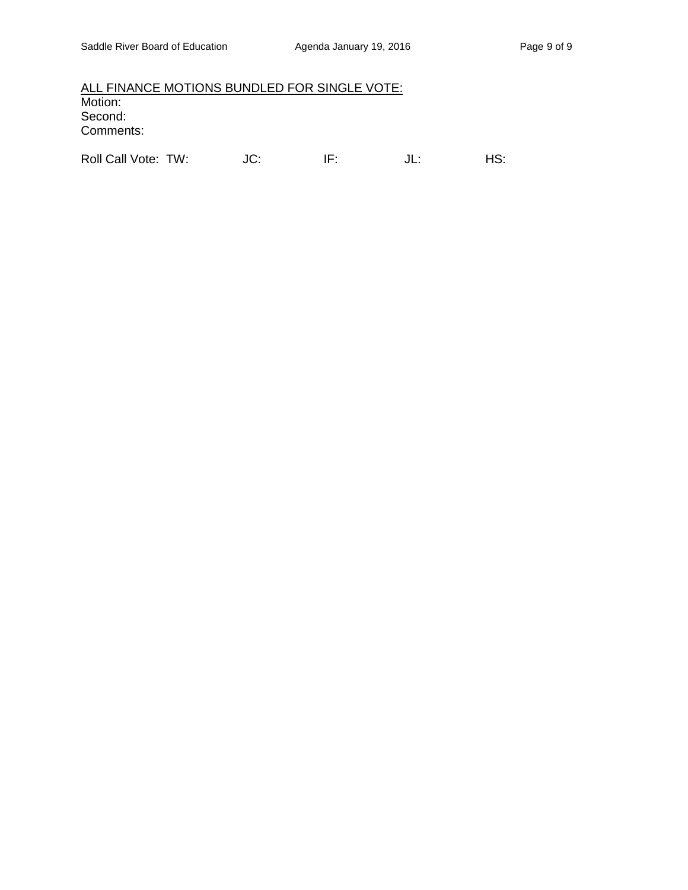<u>ALL FINANCE MOTIONS BUNDLED FOR SINGLE VOTE:</u>
Motion:
Second:
Comments:

Roll Call Vote: TW: JC: IF: JL: HS: